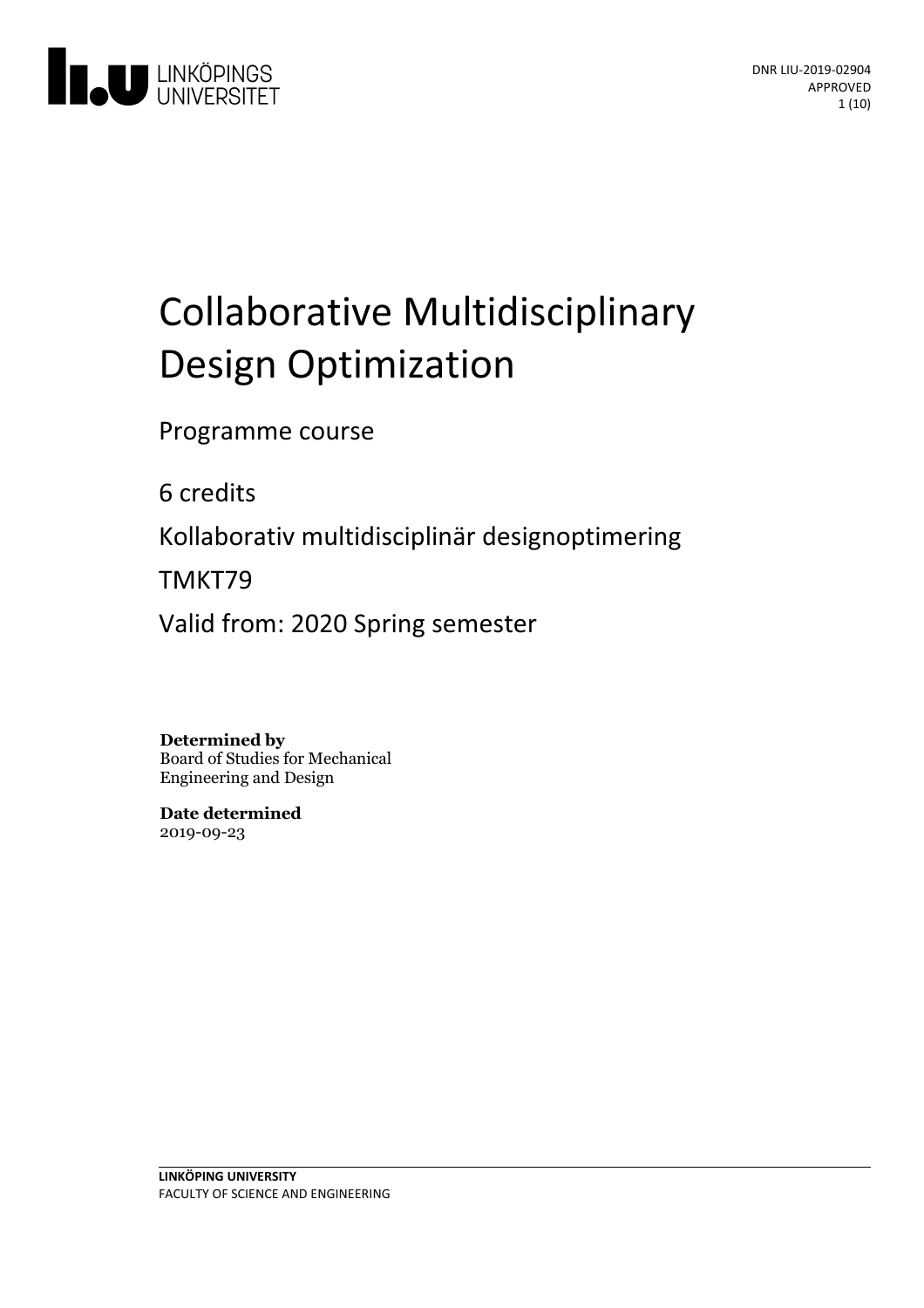DNR LIU-2019-02904
APPROVED

# Collaborative Multidisciplinary Design Optimization

Programme course

6 credits

Kollaborativ multidisciplinär designoptimering

TMKT79

Valid from: 2020 Spring semester

**Determined by**
Board of Studies for Mechanical Engineering and Design

**Date determined**
2019-09-23

**LINKÖPING UNIVERSITY**
FACULTY OF SCIENCE AND ENGINEERING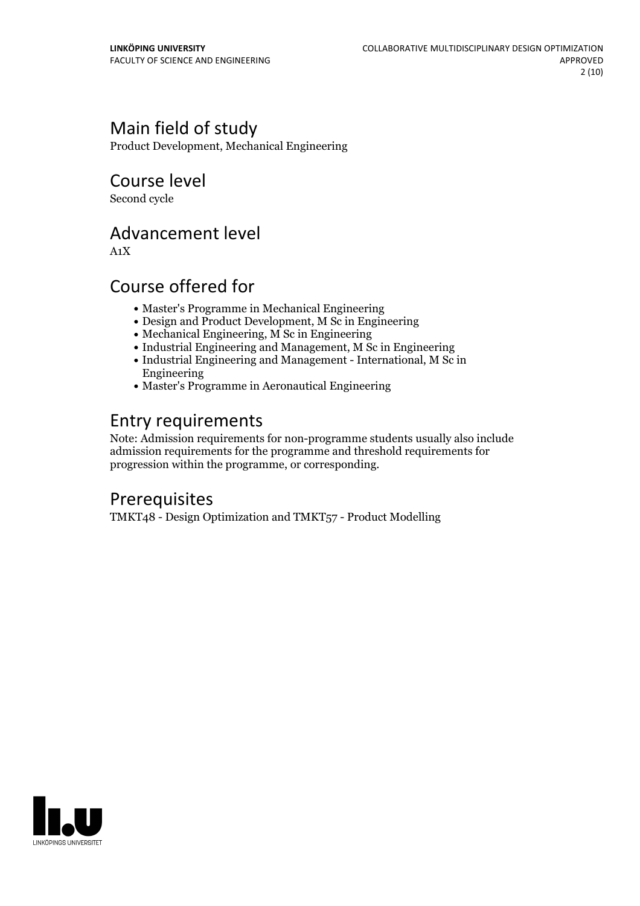## Main field of study

Product Development, Mechanical Engineering

## Course level

Second cycle

## Advancement level

A1X

## Course offered for

- Master's Programme in Mechanical Engineering
- Design and Product Development, M Sc in Engineering
- Mechanical Engineering, M Sc in Engineering
- Industrial Engineering and Management, M Sc in Engineering
- Industrial Engineering and Management - International, M Sc in Engineering
- Master's Programme in Aeronautical Engineering

## Entry requirements

Note: Admission requirements for non-programme students usually also include admission requirements for the programme and threshold requirements for progression within the programme, or corresponding.

## Prerequisites

TMKT48 - Design Optimization and TMKT57 - Product Modelling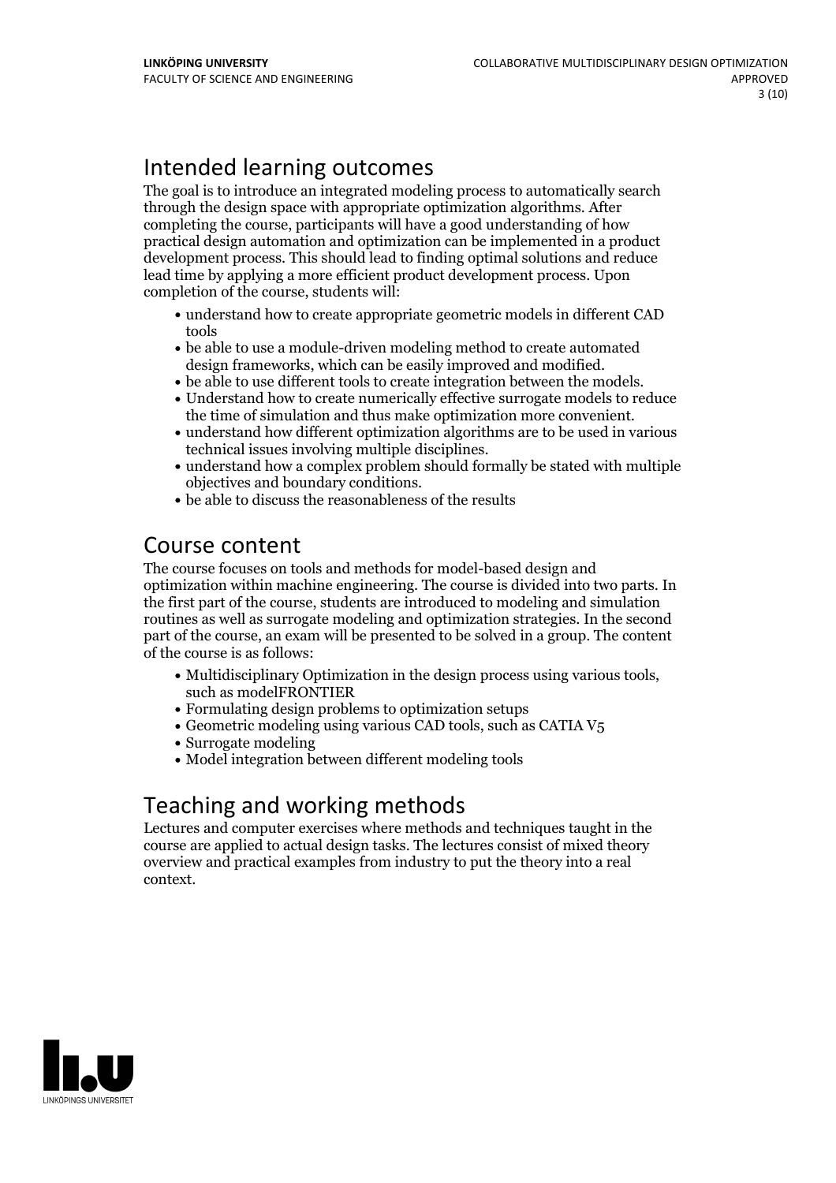# Intended learning outcomes

The goal is to introduce an integrated modeling process to automatically search through the design space with appropriate optimization algorithms. After completing the course, participants will have a good understanding of how practical design automation and optimization can be implemented in a product development process. This should lead to finding optimal solutions and reduce lead time by applying a more efficient product development process. Upon completion of the course, students will:

- understand how to create appropriate geometric models in different CAD tools
- be able to use a module-driven modeling method to create automated design frameworks, which can be easily improved and modified.
- be able to use different tools to create integration between the models.
- Understand how to create numerically effective surrogate models to reduce the time of simulation and thus make optimization more convenient.
- understand how different optimization algorithms are to be used in various technical issues involving multiple disciplines.
- understand how a complex problem should formally be stated with multiple objectives and boundary conditions.
- be able to discuss the reasonableness of the results

# Course content

The course focuses on tools and methods for model-based design and optimization within machine engineering. The course is divided into two parts. In the first part of the course, students are introduced to modeling and simulation routines as well as surrogate modeling and optimization strategies. In the second part of the course, an exam will be presented to be solved in a group. The content of the course is as follows:

- Multidisciplinary Optimization in the design process using various tools, such as modelFRONTIER
- Formulating design problems to optimization setups
- Geometric modeling using various CAD tools, such as CATIA V5
- Surrogate modeling
- Model integration between different modeling tools

# Teaching and working methods

Lectures and computer exercises where methods and techniques taught in the course are applied to actual design tasks. The lectures consist of mixed theory overview and practical examples from industry to put the theory into a real context.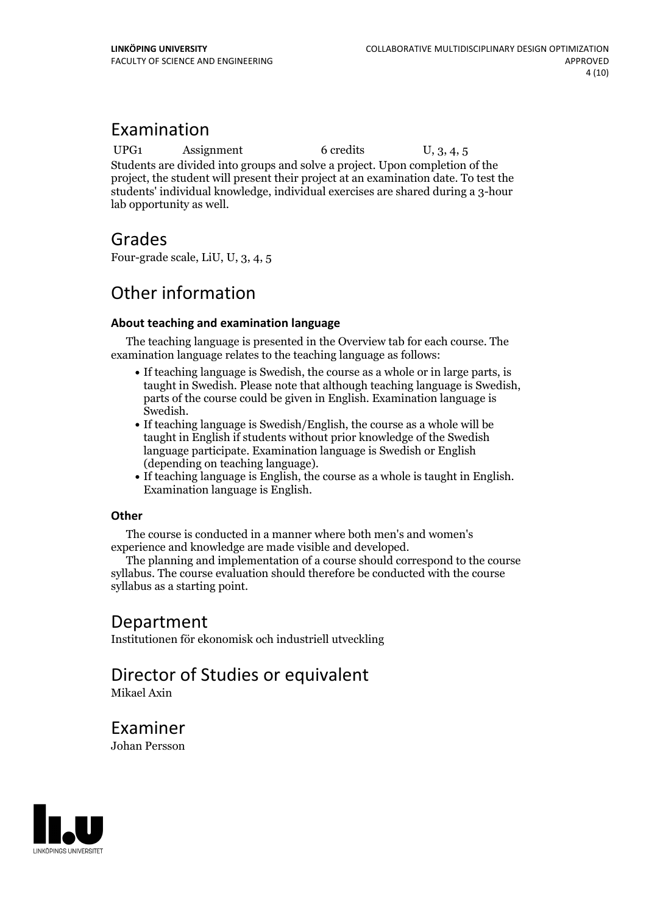# Examination

| UPG1 | Assignment | 6 credits | U, 3, 4, 5 |
| --- | --- | --- | --- |

Students are divided into groups and solve a project. Upon completion of the project, the student will present their project at an examination date. To test the students' individual knowledge, individual exercises are shared during a 3-hour lab opportunity as well.

# Grades

Four-grade scale, LiU, U, 3, 4, 5

# Other information

### About teaching and examination language

The teaching language is presented in the Overview tab for each course. The examination language relates to the teaching language as follows:

- If teaching language is Swedish, the course as a whole or in large parts, is taught in Swedish. Please note that although teaching language is Swedish, parts of the course could be given in English. Examination language is Swedish.
- If teaching language is Swedish/English, the course as a whole will be taught in English if students without prior knowledge of the Swedish language participate. Examination language is Swedish or English (depending on teaching language).
- If teaching language is English, the course as a whole is taught in English. Examination language is English.

### Other

The course is conducted in a manner where both men's and women's experience and knowledge are made visible and developed.

The planning and implementation of a course should correspond to the course syllabus. The course evaluation should therefore be conducted with the course syllabus as a starting point.

# Department

Institutionen för ekonomisk och industriell utveckling

# Director of Studies or equivalent

Mikael Axin

# Examiner

Johan Persson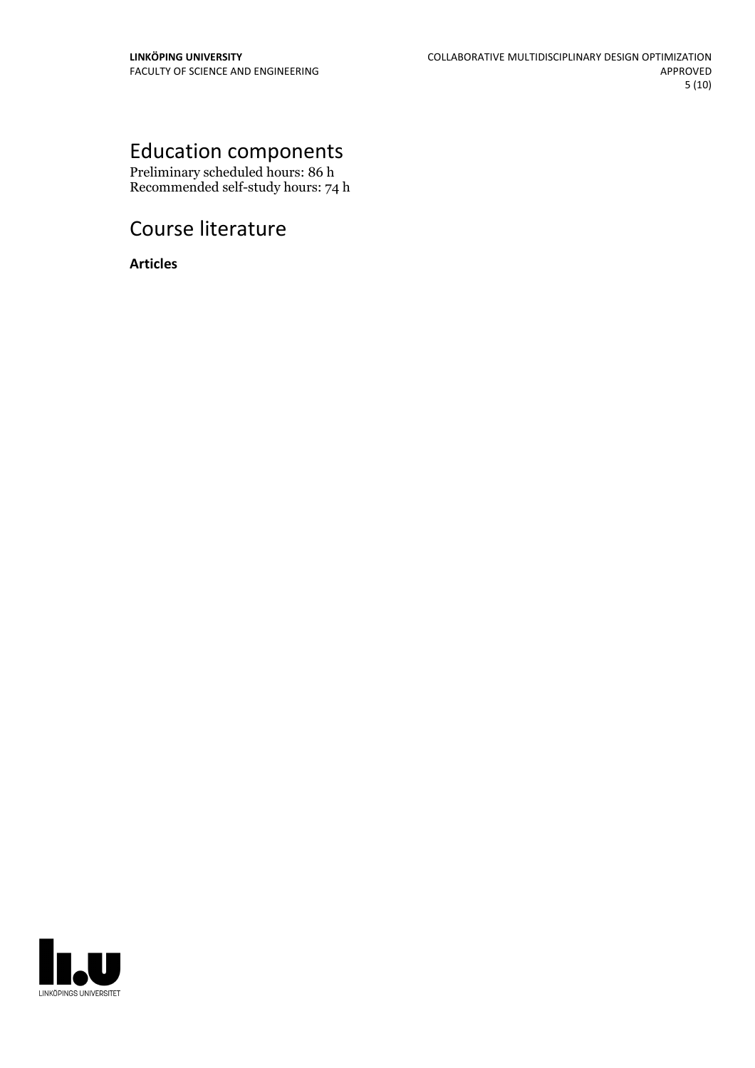# Education components

Preliminary scheduled hours: 86 h
Recommended self-study hours: 74 h

# Course literature

**Articles**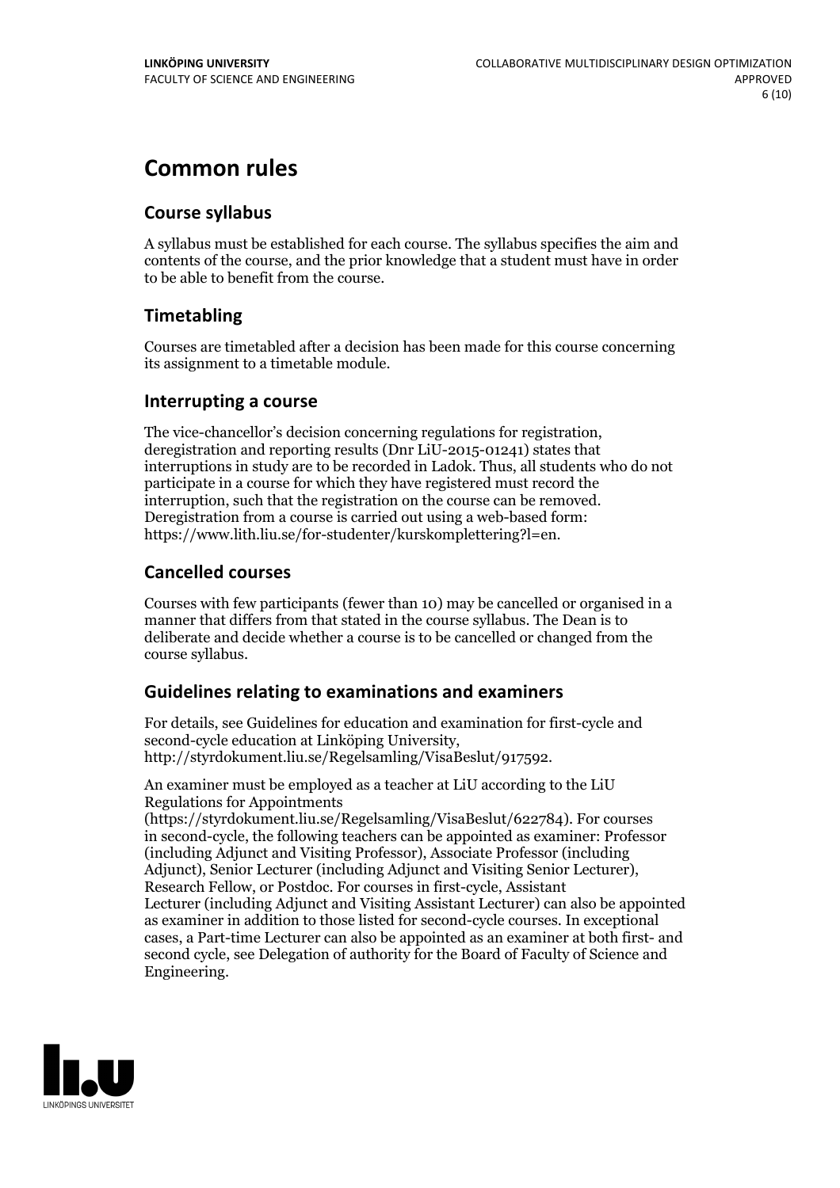# Common rules

## Course syllabus

A syllabus must be established for each course. The syllabus specifies the aim and contents of the course, and the prior knowledge that a student must have in order to be able to benefit from the course.

## Timetabling

Courses are timetabled after a decision has been made for this course concerning its assignment to a timetable module.

## Interrupting a course

The vice-chancellor's decision concerning regulations for registration, deregistration and reporting results (Dnr LiU-2015-01241) states that interruptions in study are to be recorded in Ladok. Thus, all students who do not participate in a course for which they have registered must record the interruption, such that the registration on the course can be removed. Deregistration from a course is carried out using a web-based form: https://www.lith.liu.se/for-studenter/kurskomplettering?l=en.

## Cancelled courses

Courses with few participants (fewer than 10) may be cancelled or organised in a manner that differs from that stated in the course syllabus. The Dean is to deliberate and decide whether a course is to be cancelled or changed from the course syllabus.

## Guidelines relating to examinations and examiners

For details, see Guidelines for education and examination for first-cycle and second-cycle education at Linköping University, http://styrdokument.liu.se/Regelsamling/VisaBeslut/917592.

An examiner must be employed as a teacher at LiU according to the LiU Regulations for Appointments (https://styrdokument.liu.se/Regelsamling/VisaBeslut/622784). For courses in second-cycle, the following teachers can be appointed as examiner: Professor (including Adjunct and Visiting Professor), Associate Professor (including Adjunct), Senior Lecturer (including Adjunct and Visiting Senior Lecturer), Research Fellow, or Postdoc. For courses in first-cycle, Assistant Lecturer (including Adjunct and Visiting Assistant Lecturer) can also be appointed as examiner in addition to those listed for second-cycle courses. In exceptional cases, a Part-time Lecturer can also be appointed as an examiner at both first- and second cycle, see Delegation of authority for the Board of Faculty of Science and Engineering.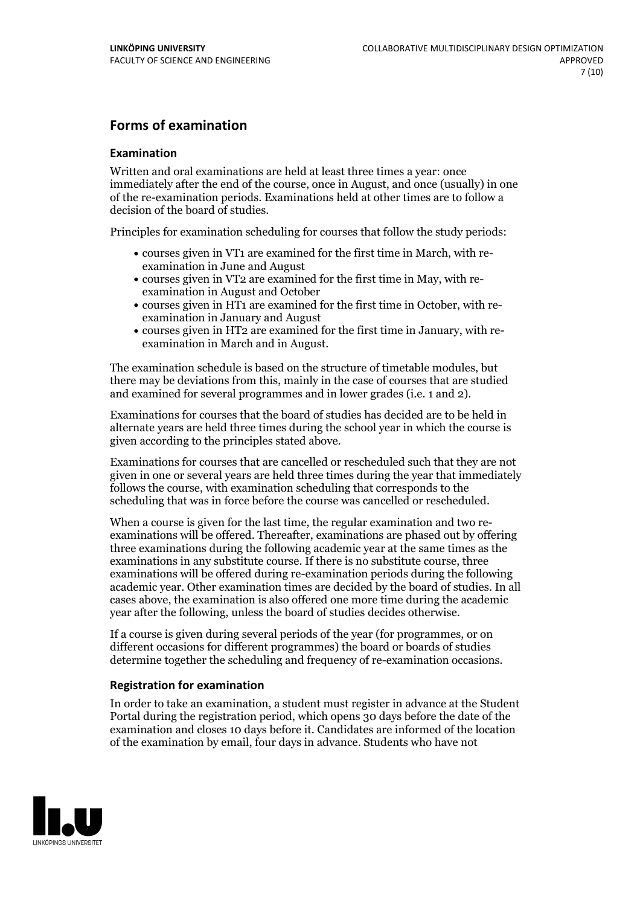## Forms of examination

### Examination

Written and oral examinations are held at least three times a year: once immediately after the end of the course, once in August, and once (usually) in one of the re-examination periods. Examinations held at other times are to follow a decision of the board of studies.

Principles for examination scheduling for courses that follow the study periods:

- courses given in VT1 are examined for the first time in March, with re-examination in June and August
- courses given in VT2 are examined for the first time in May, with re-examination in August and October
- courses given in HT1 are examined for the first time in October, with re-examination in January and August
- courses given in HT2 are examined for the first time in January, with re-examination in March and in August.

The examination schedule is based on the structure of timetable modules, but there may be deviations from this, mainly in the case of courses that are studied and examined for several programmes and in lower grades (i.e. 1 and 2).

Examinations for courses that the board of studies has decided are to be held in alternate years are held three times during the school year in which the course is given according to the principles stated above.

Examinations for courses that are cancelled or rescheduled such that they are not given in one or several years are held three times during the year that immediately follows the course, with examination scheduling that corresponds to the scheduling that was in force before the course was cancelled or rescheduled.

When a course is given for the last time, the regular examination and two re-examinations will be offered. Thereafter, examinations are phased out by offering three examinations during the following academic year at the same times as the examinations in any substitute course. If there is no substitute course, three examinations will be offered during re-examination periods during the following academic year. Other examination times are decided by the board of studies. In all cases above, the examination is also offered one more time during the academic year after the following, unless the board of studies decides otherwise.

If a course is given during several periods of the year (for programmes, or on different occasions for different programmes) the board or boards of studies determine together the scheduling and frequency of re-examination occasions.

### Registration for examination

In order to take an examination, a student must register in advance at the Student Portal during the registration period, which opens 30 days before the date of the examination and closes 10 days before it. Candidates are informed of the location of the examination by email, four days in advance. Students who have not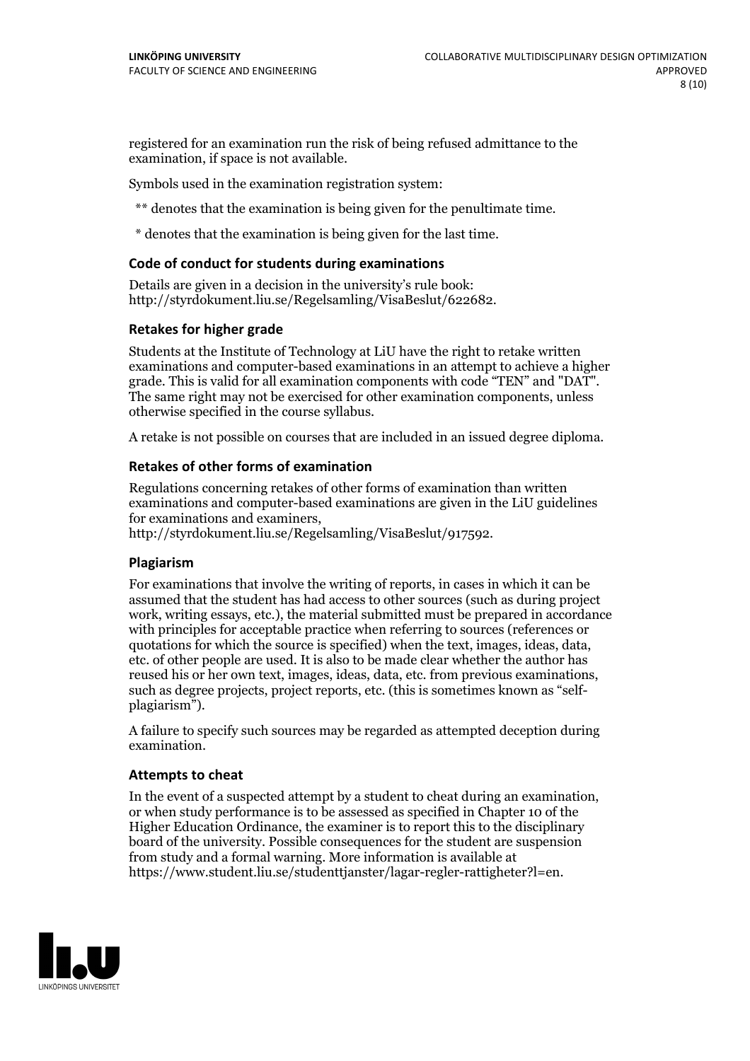registered for an examination run the risk of being refused admittance to the examination, if space is not available.

Symbols used in the examination registration system:

** denotes that the examination is being given for the penultimate time.

* denotes that the examination is being given for the last time.

### Code of conduct for students during examinations

Details are given in a decision in the university's rule book: http://styrdokument.liu.se/Regelsamling/VisaBeslut/622682.

### Retakes for higher grade

Students at the Institute of Technology at LiU have the right to retake written examinations and computer-based examinations in an attempt to achieve a higher grade. This is valid for all examination components with code "TEN" and "DAT". The same right may not be exercised for other examination components, unless otherwise specified in the course syllabus.

A retake is not possible on courses that are included in an issued degree diploma.

### Retakes of other forms of examination

Regulations concerning retakes of other forms of examination than written examinations and computer-based examinations are given in the LiU guidelines for examinations and examiners, http://styrdokument.liu.se/Regelsamling/VisaBeslut/917592.

### Plagiarism

For examinations that involve the writing of reports, in cases in which it can be assumed that the student has had access to other sources (such as during project work, writing essays, etc.), the material submitted must be prepared in accordance with principles for acceptable practice when referring to sources (references or quotations for which the source is specified) when the text, images, ideas, data, etc. of other people are used. It is also to be made clear whether the author has reused his or her own text, images, ideas, data, etc. from previous examinations, such as degree projects, project reports, etc. (this is sometimes known as "self-plagiarism").

A failure to specify such sources may be regarded as attempted deception during examination.

### Attempts to cheat

In the event of a suspected attempt by a student to cheat during an examination, or when study performance is to be assessed as specified in Chapter 10 of the Higher Education Ordinance, the examiner is to report this to the disciplinary board of the university. Possible consequences for the student are suspension from study and a formal warning. More information is available at https://www.student.liu.se/studenttjanster/lagar-regler-rattigheter?l=en.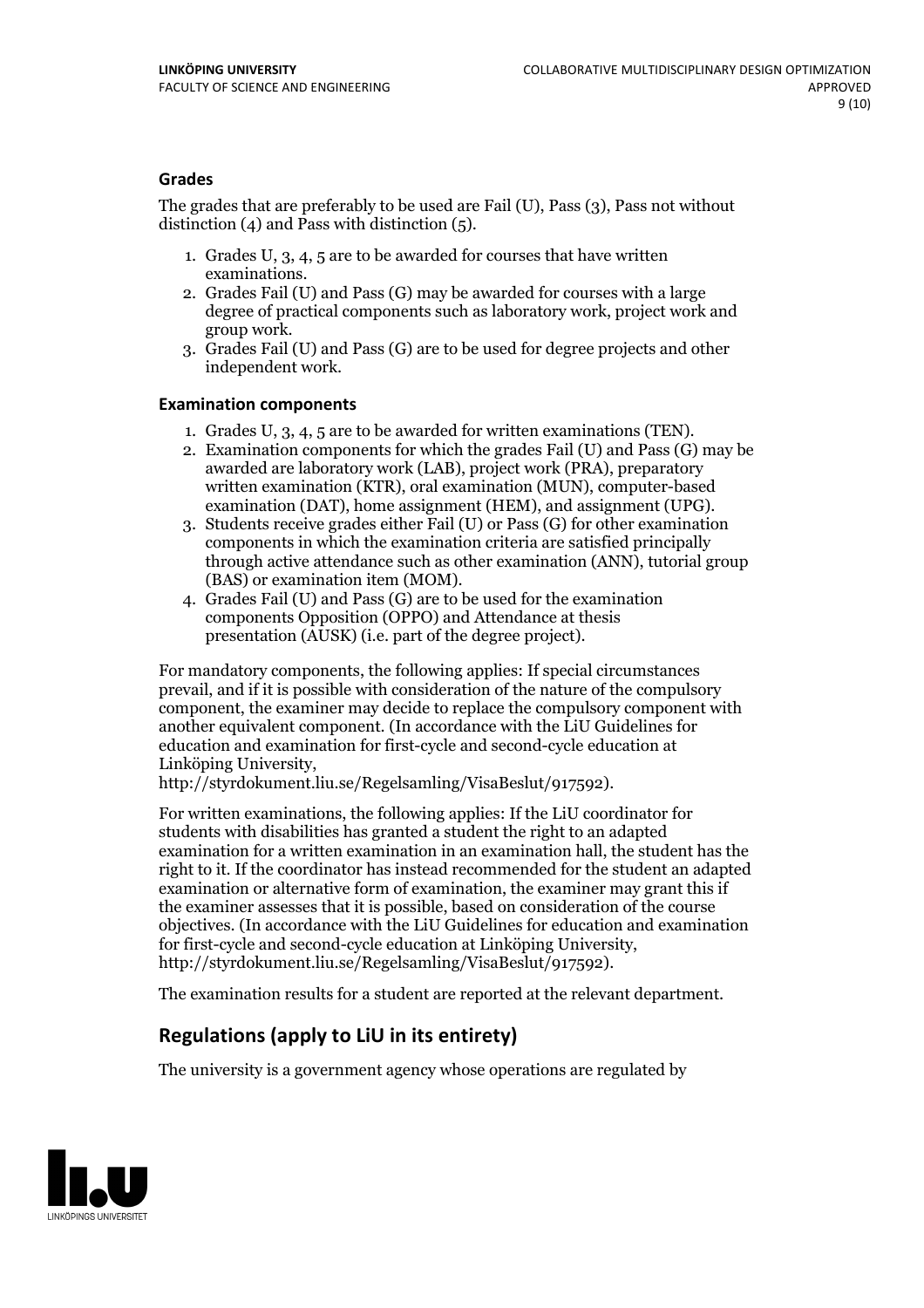### Grades

The grades that are preferably to be used are Fail (U), Pass (3), Pass not without distinction (4) and Pass with distinction (5).

1. Grades U, 3, 4, 5 are to be awarded for courses that have written examinations.
2. Grades Fail (U) and Pass (G) may be awarded for courses with a large degree of practical components such as laboratory work, project work and group work.
3. Grades Fail (U) and Pass (G) are to be used for degree projects and other independent work.

### Examination components

1. Grades U, 3, 4, 5 are to be awarded for written examinations (TEN).
2. Examination components for which the grades Fail (U) and Pass (G) may be awarded are laboratory work (LAB), project work (PRA), preparatory written examination (KTR), oral examination (MUN), computer-based examination (DAT), home assignment (HEM), and assignment (UPG).
3. Students receive grades either Fail (U) or Pass (G) for other examination components in which the examination criteria are satisfied principally through active attendance such as other examination (ANN), tutorial group (BAS) or examination item (MOM).
4. Grades Fail (U) and Pass (G) are to be used for the examination components Opposition (OPPO) and Attendance at thesis presentation (AUSK) (i.e. part of the degree project).

For mandatory components, the following applies: If special circumstances prevail, and if it is possible with consideration of the nature of the compulsory component, the examiner may decide to replace the compulsory component with another equivalent component. (In accordance with the LiU Guidelines for education and examination for first-cycle and second-cycle education at Linköping University, http://styrdokument.liu.se/Regelsamling/VisaBeslut/917592).

For written examinations, the following applies: If the LiU coordinator for students with disabilities has granted a student the right to an adapted examination for a written examination in an examination hall, the student has the right to it. If the coordinator has instead recommended for the student an adapted examination or alternative form of examination, the examiner may grant this if the examiner assesses that it is possible, based on consideration of the course objectives. (In accordance with the LiU Guidelines for education and examination for first-cycle and second-cycle education at Linköping University, http://styrdokument.liu.se/Regelsamling/VisaBeslut/917592).

The examination results for a student are reported at the relevant department.

## Regulations (apply to LiU in its entirety)

The university is a government agency whose operations are regulated by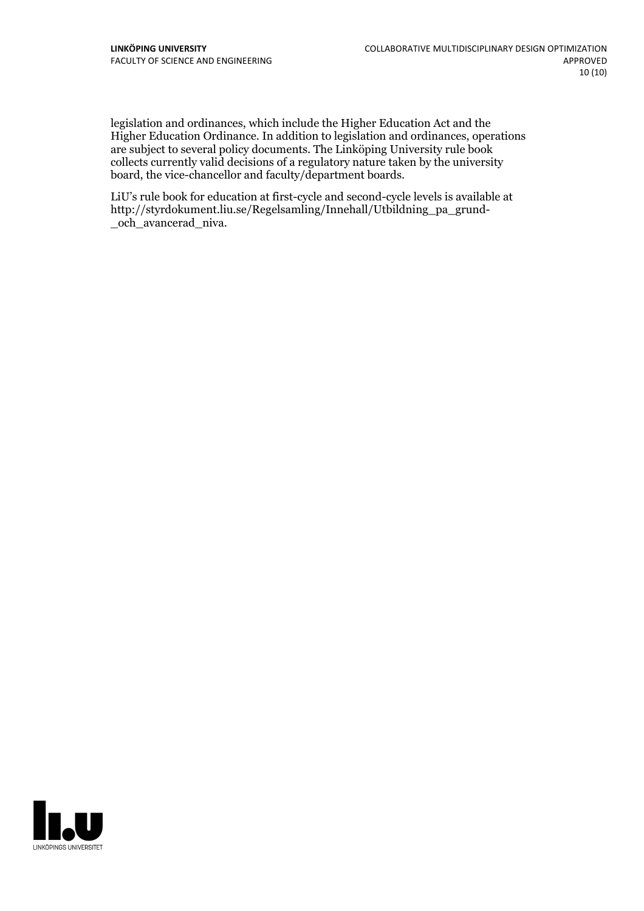legislation and ordinances, which include the Higher Education Act and the Higher Education Ordinance. In addition to legislation and ordinances, operations are subject to several policy documents. The Linköping University rule book collects currently valid decisions of a regulatory nature taken by the university board, the vice-chancellor and faculty/department boards.

LiU's rule book for education at first-cycle and second-cycle levels is available at http://styrdokument.liu.se/Regelsamling/Innehall/Utbildning_pa_grund-_och_avancerad_niva.